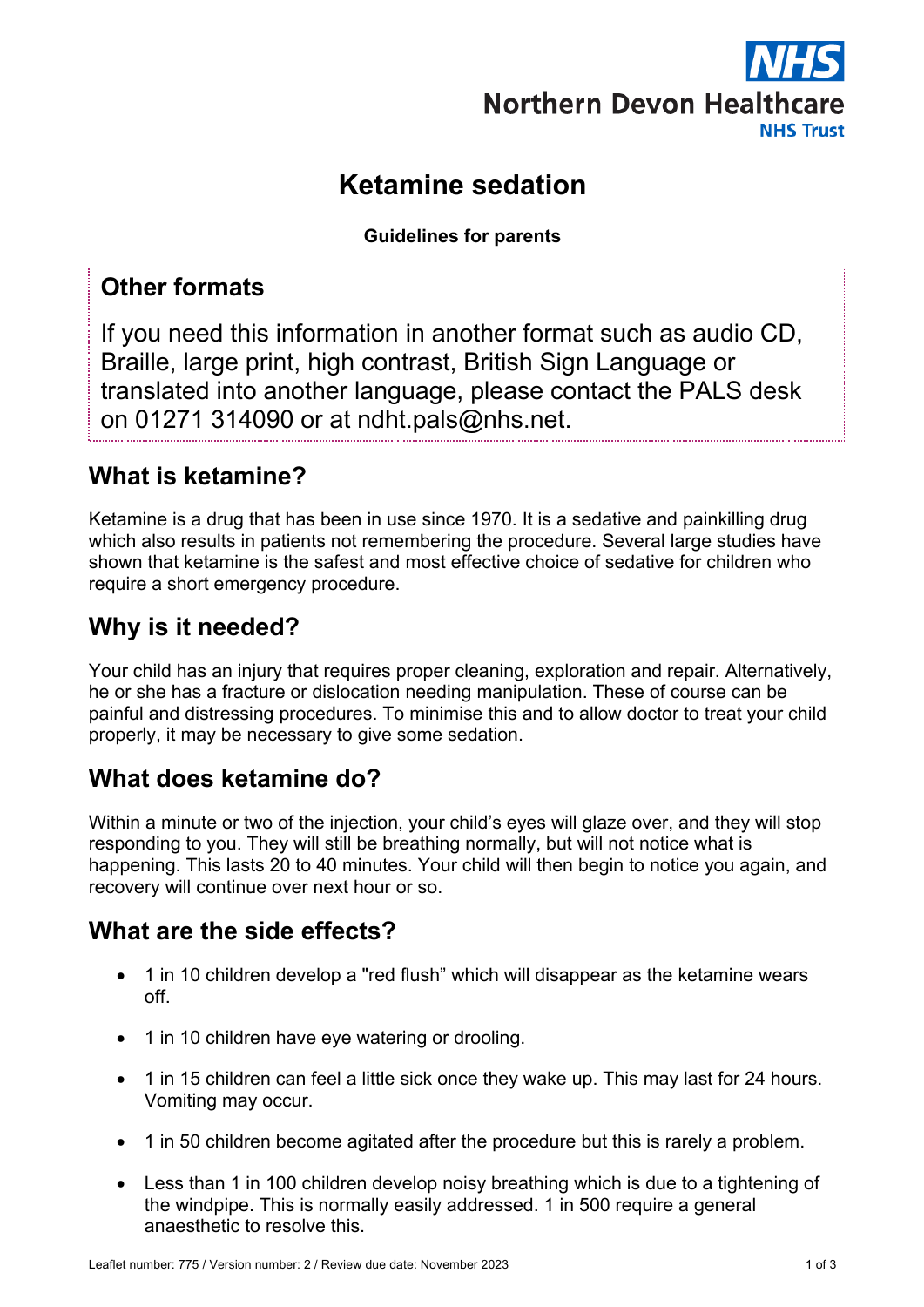Northern Devon Healthcare NHS Trust

# Ketamine sedation

**Guidelines for parents**

## Other formats

If you need this information in another format such as audio CD, Braille, large print, high contrast, British Sign Language or translated into another language, please contact the PALS desk on 01271 314090 or at ndht.pals@nhs.net.

## What is ketamine?

Ketamine is a drug that has been in use since 1970. It is a sedative and painkilling drug which also results in patients not remembering the procedure. Several large studies have shown that ketamine is the safest and most effective choice of sedative for children who require a short emergency procedure.

## Why is it needed?

Your child has an injury that requires proper cleaning, exploration and repair. Alternatively, he or she has a fracture or dislocation needing manipulation. These of course can be painful and distressing procedures. To minimise this and to allow doctor to treat your child properly, it may be necessary to give some sedation.

## What does ketamine do?

Within a minute or two of the injection, your child's eyes will glaze over, and they will stop responding to you. They will still be breathing normally, but will not notice what is happening. This lasts 20 to 40 minutes. Your child will then begin to notice you again, and recovery will continue over next hour or so.

## What are the side effects?

- 1 in 10 children develop a "red flush" which will disappear as the ketamine wears off.
- 1 in 10 children have eye watering or drooling.
- 1 in 15 children can feel a little sick once they wake up. This may last for 24 hours. Vomiting may occur.
- 1 in 50 children become agitated after the procedure but this is rarely a problem.
- Less than 1 in 100 children develop noisy breathing which is due to a tightening of the windpipe. This is normally easily addressed. 1 in 500 require a general anaesthetic to resolve this.

Leaflet number: 775 / Version number: 2 / Review due date: November 2023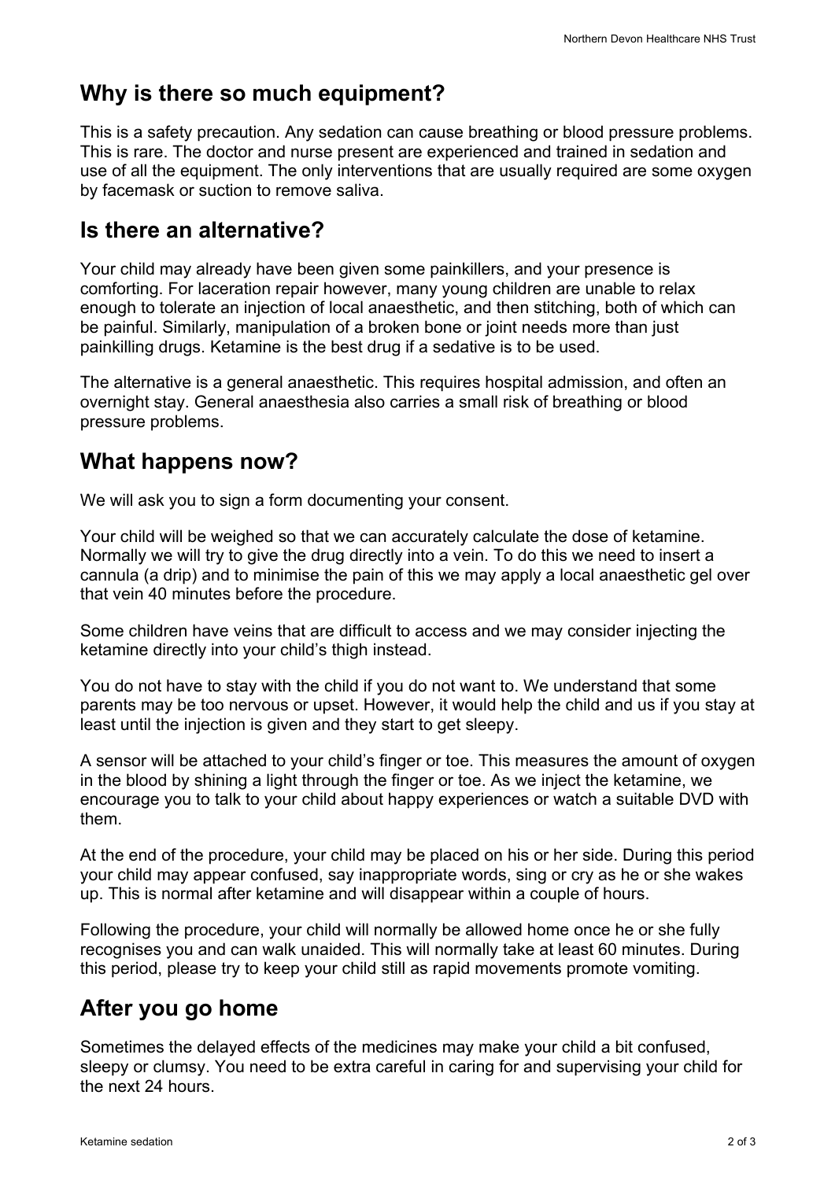## Why is there so much equipment?

This is a safety precaution. Any sedation can cause breathing or blood pressure problems. This is rare. The doctor and nurse present are experienced and trained in sedation and use of all the equipment. The only interventions that are usually required are some oxygen by facemask or suction to remove saliva.

## Is there an alternative?

Your child may already have been given some painkillers, and your presence is comforting. For laceration repair however, many young children are unable to relax enough to tolerate an injection of local anaesthetic, and then stitching, both of which can be painful. Similarly, manipulation of a broken bone or joint needs more than just painkilling drugs. Ketamine is the best drug if a sedative is to be used.

The alternative is a general anaesthetic. This requires hospital admission, and often an overnight stay. General anaesthesia also carries a small risk of breathing or blood pressure problems.

## What happens now?

We will ask you to sign a form documenting your consent.

Your child will be weighed so that we can accurately calculate the dose of ketamine. Normally we will try to give the drug directly into a vein. To do this we need to insert a cannula (a drip) and to minimise the pain of this we may apply a local anaesthetic gel over that vein 40 minutes before the procedure.

Some children have veins that are difficult to access and we may consider injecting the ketamine directly into your child's thigh instead.

You do not have to stay with the child if you do not want to. We understand that some parents may be too nervous or upset. However, it would help the child and us if you stay at least until the injection is given and they start to get sleepy.

A sensor will be attached to your child's finger or toe. This measures the amount of oxygen in the blood by shining a light through the finger or toe. As we inject the ketamine, we encourage you to talk to your child about happy experiences or watch a suitable DVD with them.

At the end of the procedure, your child may be placed on his or her side. During this period your child may appear confused, say inappropriate words, sing or cry as he or she wakes up. This is normal after ketamine and will disappear within a couple of hours.

Following the procedure, your child will normally be allowed home once he or she fully recognises you and can walk unaided. This will normally take at least 60 minutes. During this period, please try to keep your child still as rapid movements promote vomiting.

## After you go home

Sometimes the delayed effects of the medicines may make your child a bit confused, sleepy or clumsy. You need to be extra careful in caring for and supervising your child for the next 24 hours.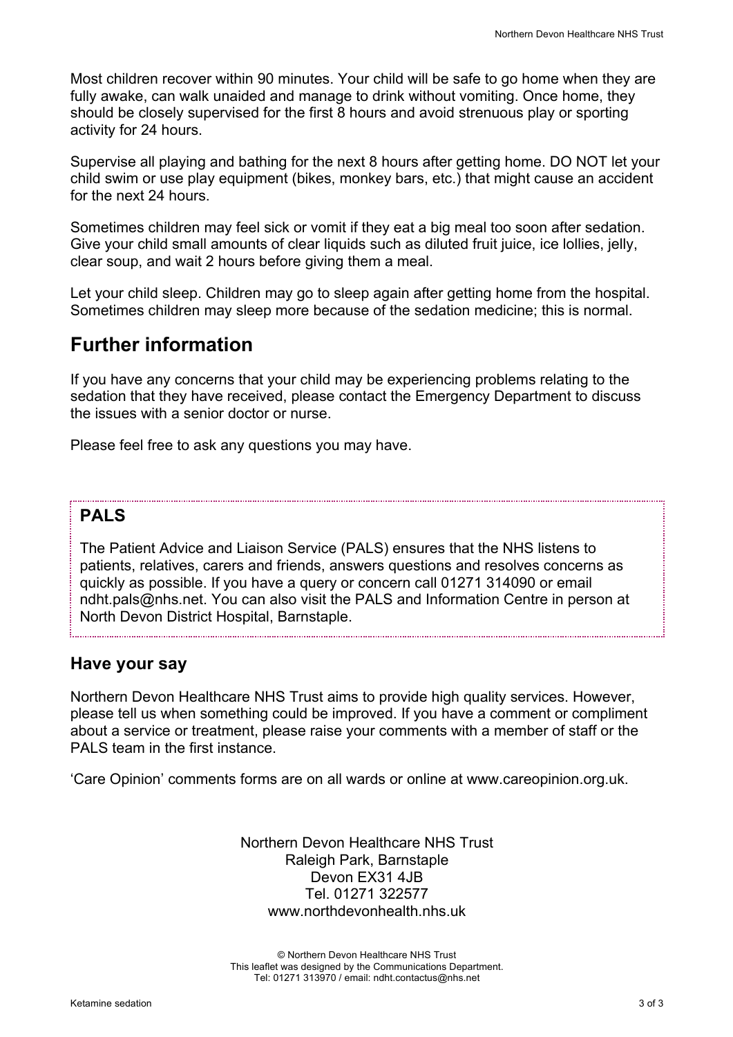Most children recover within 90 minutes. Your child will be safe to go home when they are fully awake, can walk unaided and manage to drink without vomiting. Once home, they should be closely supervised for the first 8 hours and avoid strenuous play or sporting activity for 24 hours.

Supervise all playing and bathing for the next 8 hours after getting home. DO NOT let your child swim or use play equipment (bikes, monkey bars, etc.) that might cause an accident for the next 24 hours.

Sometimes children may feel sick or vomit if they eat a big meal too soon after sedation. Give your child small amounts of clear liquids such as diluted fruit juice, ice lollies, jelly, clear soup, and wait 2 hours before giving them a meal.

Let your child sleep. Children may go to sleep again after getting home from the hospital. Sometimes children may sleep more because of the sedation medicine; this is normal.

## Further information

If you have any concerns that your child may be experiencing problems relating to the sedation that they have received, please contact the Emergency Department to discuss the issues with a senior doctor or nurse.

Please feel free to ask any questions you may have.

### PALS

The Patient Advice and Liaison Service (PALS) ensures that the NHS listens to patients, relatives, carers and friends, answers questions and resolves concerns as quickly as possible. If you have a query or concern call 01271 314090 or email ndht.pals@nhs.net. You can also visit the PALS and Information Centre in person at North Devon District Hospital, Barnstaple.

### Have your say

Northern Devon Healthcare NHS Trust aims to provide high quality services. However, please tell us when something could be improved. If you have a comment or compliment about a service or treatment, please raise your comments with a member of staff or the PALS team in the first instance.

'Care Opinion' comments forms are on all wards or online at www.careopinion.org.uk.

Northern Devon Healthcare NHS Trust
Raleigh Park, Barnstaple
Devon EX31 4JB
Tel. 01271 322577
www.northdevonhealth.nhs.uk

© Northern Devon Healthcare NHS Trust
This leaflet was designed by the Communications Department.
Tel: 01271 313970 / email: ndht.contactus@nhs.net